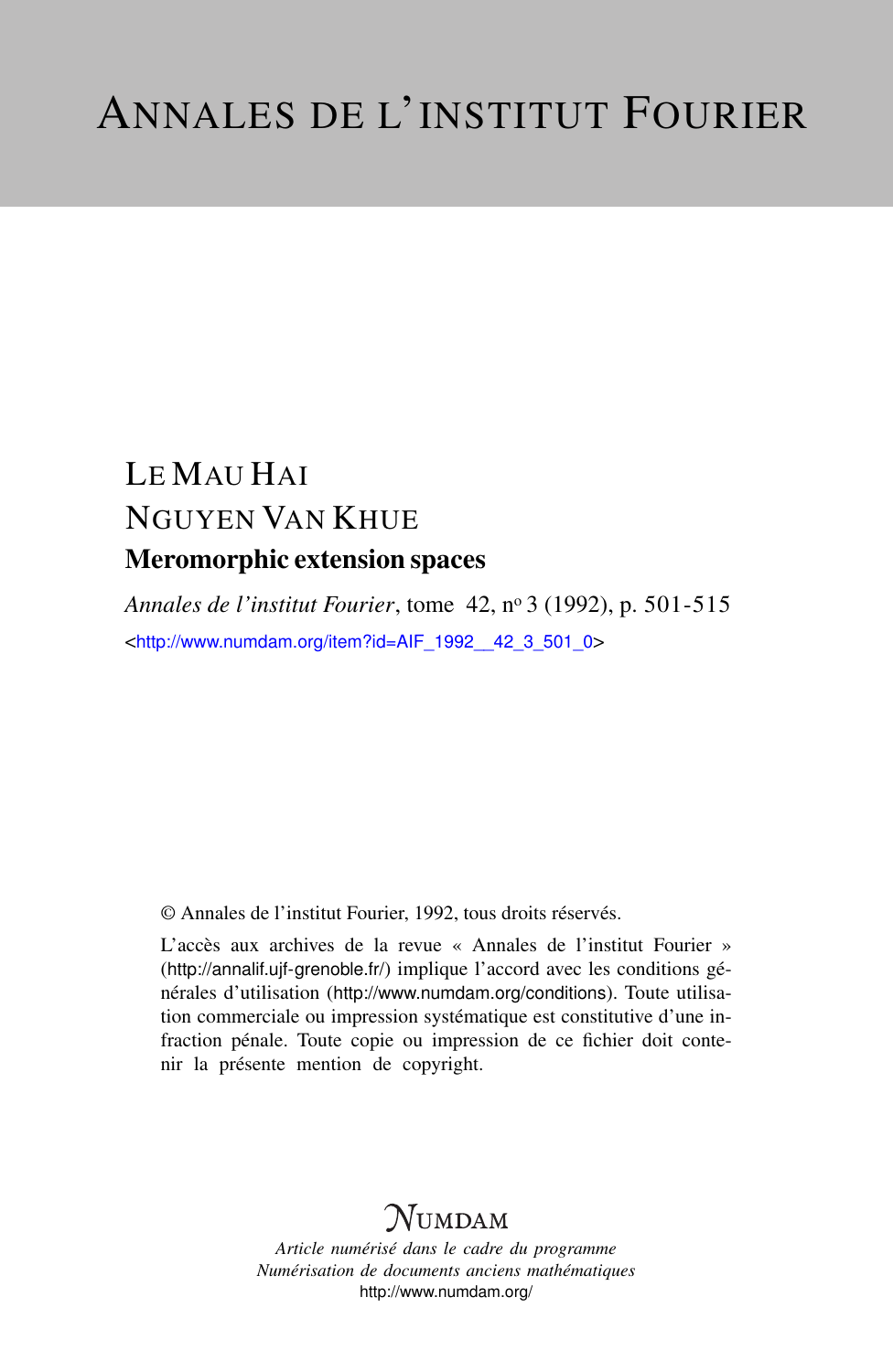# ANNALES DE L'INSTITUT FOURIER

LE MAU HAI

NGUYEN VAN KHUE

**Meromorphic extension spaces**

*Annales de l'institut Fourier*, tome 42, nº 3 (1992), p. 501-515

<http://www.numdam.org/item?id=AIF_1992__42_3_501_0>

© Annales de l'institut Fourier, 1992, tous droits réservés.

L'accès aux archives de la revue « Annales de l'institut Fourier » (http://annalif.ujf-grenoble.fr/) implique l'accord avec les conditions générales d'utilisation (http://www.numdam.org/conditions). Toute utilisation commerciale ou impression systématique est constitutive d'une infraction pénale. Toute copie ou impression de ce fichier doit contenir la présente mention de copyright.

NUMDAM

*Article numérisé dans le cadre du programme*
*Numérisation de documents anciens mathématiques*
http://www.numdam.org/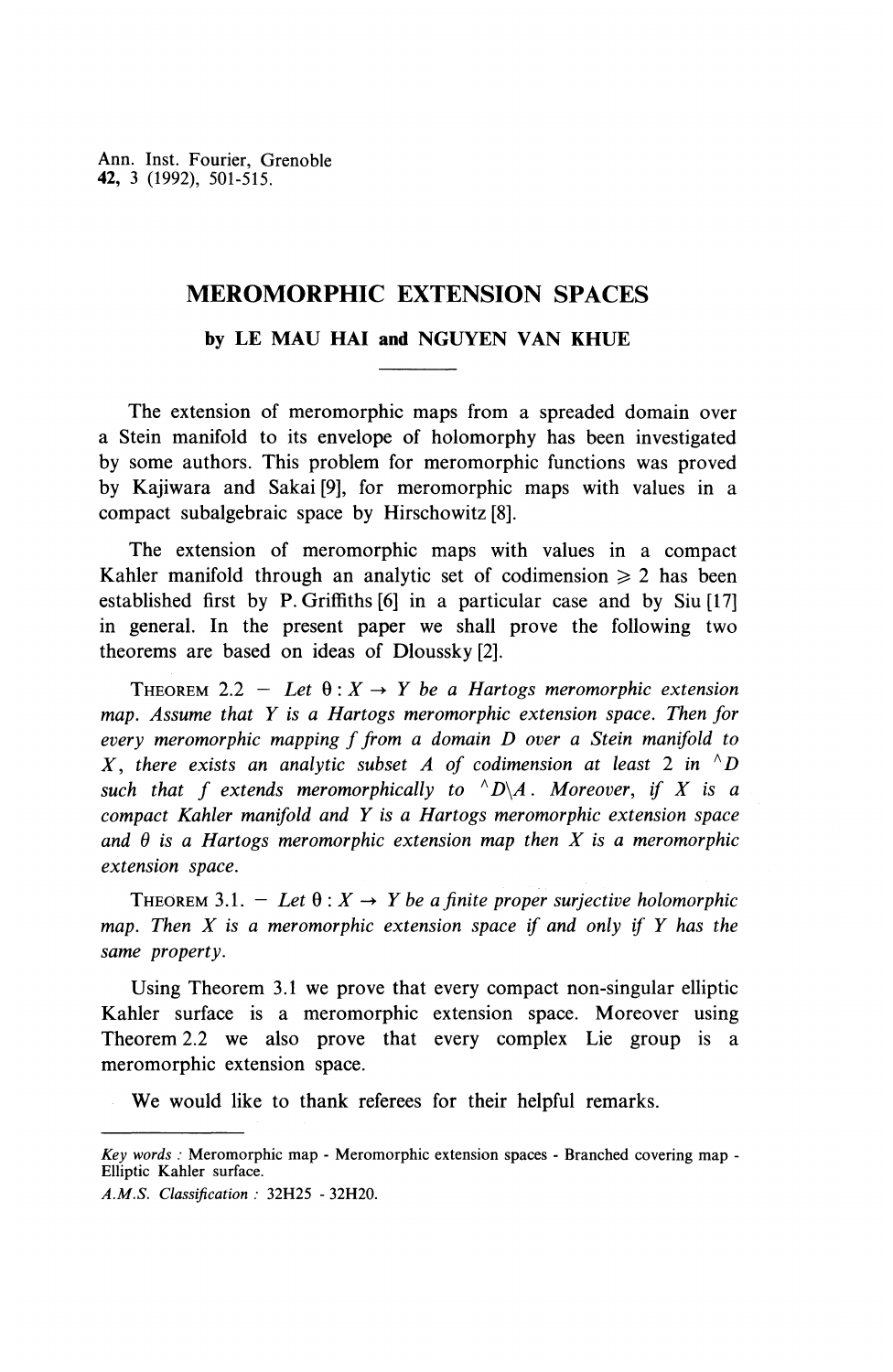Ann. Inst. Fourier, Grenoble
**42**, 3 (1992), 501-515.

# MEROMORPHIC EXTENSION SPACES

### by LE MAU HAI and NGUYEN VAN KHUE

The extension of meromorphic maps from a spreaded domain over a Stein manifold to its envelope of holomorphy has been investigated by some authors. This problem for meromorphic functions was proved by Kajiwara and Sakai [9], for meromorphic maps with values in a compact subalgebraic space by Hirschowitz [8].

The extension of meromorphic maps with values in a compact Kahler manifold through an analytic set of codimension $\geqslant 2$ has been established first by P. Griffiths [6] in a particular case and by Siu [17] in general. In the present paper we shall prove the following two theorems are based on ideas of Dloussky [2].

THEOREM 2.2 — *Let $\theta : X \to Y$ be a Hartogs meromorphic extension map. Assume that $Y$ is a Hartogs meromorphic extension space. Then for every meromorphic mapping $f$ from a domain $D$ over a Stein manifold to $X$, there exists an analytic subset $A$ of codimension at least 2 in $^{\wedge}D$ such that $f$ extends meromorphically to $^{\wedge}D \backslash A$. Moreover, if $X$ is a compact Kahler manifold and $Y$ is a Hartogs meromorphic extension space and $\theta$ is a Hartogs meromorphic extension map then $X$ is a meromorphic extension space.*

THEOREM 3.1. — *Let $\theta : X \to Y$ be a finite proper surjective holomorphic map. Then $X$ is a meromorphic extension space if and only if $Y$ has the same property.*

Using Theorem 3.1 we prove that every compact non-singular elliptic Kahler surface is a meromorphic extension space. Moreover using Theorem 2.2 we also prove that every complex Lie group is a meromorphic extension space.

We would like to thank referees for their helpful remarks.

---

*Key words* : Meromorphic map - Meromorphic extension spaces - Branched covering map - Elliptic Kahler surface.

*A.M.S. Classification* : 32H25 - 32H20.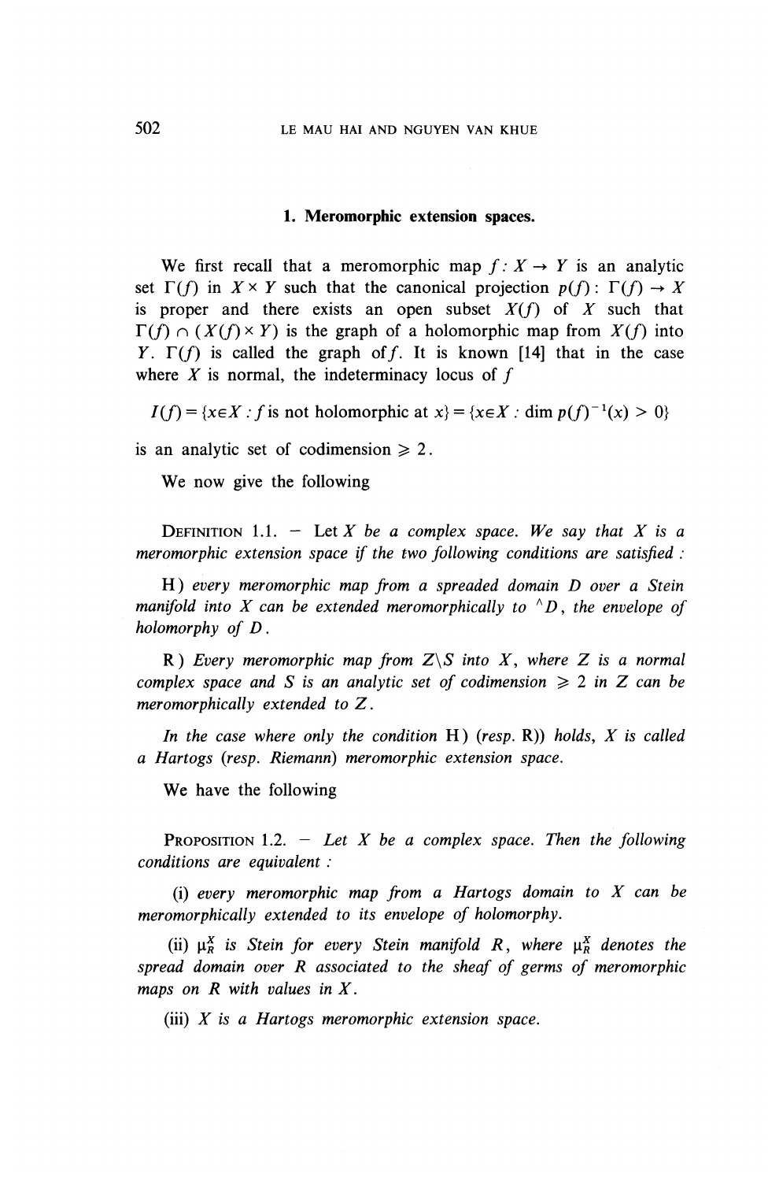## 1. Meromorphic extension spaces.

We first recall that a meromorphic map $f : X \to Y$ is an analytic set $\Gamma(f)$ in $X \times Y$ such that the canonical projection $p(f) : \Gamma(f) \to X$ is proper and there exists an open subset $X(f)$ of $X$ such that $\Gamma(f) \cap (X(f) \times Y)$ is the graph of a holomorphic map from $X(f)$ into $Y$. $\Gamma(f)$ is called the graph of $f$. It is known [14] that in the case where $X$ is normal, the indeterminacy locus of $f$

$$I(f) = \{x \in X : f \text{ is not holomorphic at } x\} = \{x \in X : \dim p(f)^{-1}(x) > 0\}$$

is an analytic set of codimension $\geqslant 2$.

We now give the following

DEFINITION 1.1. — *Let $X$ be a complex space. We say that $X$ is a meromorphic extension space if the two following conditions are satisfied :*

H) *every meromorphic map from a spreaded domain $D$ over a Stein manifold into $X$ can be extended meromorphically to $^{\wedge}D$, the envelope of holomorphy of $D$.*

R) *Every meromorphic map from $Z \backslash S$ into $X$, where $Z$ is a normal complex space and $S$ is an analytic set of codimension $\geqslant 2$ in $Z$ can be meromorphically extended to $Z$.*

*In the case where only the condition* H) *(resp.* R)) *holds, $X$ is called a Hartogs (resp. Riemann) meromorphic extension space.*

We have the following

PROPOSITION 1.2. — *Let $X$ be a complex space. Then the following conditions are equivalent :*

(i) *every meromorphic map from a Hartogs domain to $X$ can be meromorphically extended to its envelope of holomorphy.*

(ii) *$\mu_R^X$ is Stein for every Stein manifold $R$, where $\mu_R^X$ denotes the spread domain over $R$ associated to the sheaf of germs of meromorphic maps on $R$ with values in $X$.*

(iii) *$X$ is a Hartogs meromorphic extension space.*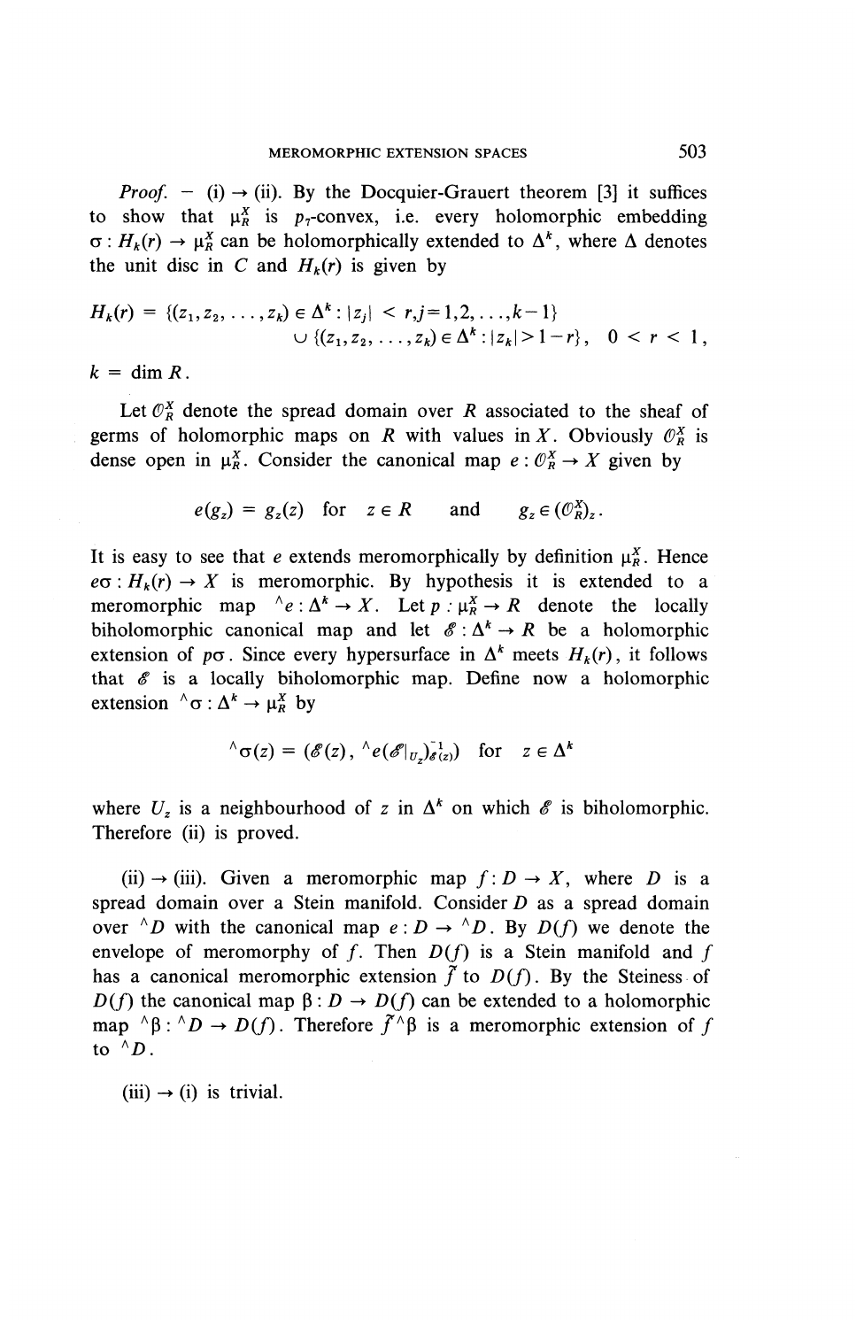*Proof.* – (i) → (ii). By the Docquier-Grauert theorem [3] it suffices to show that $\mu_R^X$ is $p_7$-convex, i.e. every holomorphic embedding $\sigma : H_k(r) \to \mu_R^X$ can be holomorphically extended to $\Delta^k$, where $\Delta$ denotes the unit disc in $C$ and $H_k(r)$ is given by

$$H_k(r) = \{(z_1, z_2, \dots, z_k) \in \Delta^k : |z_j| < r, j = 1, 2, \dots, k-1\} \cup \{(z_1, z_2, \dots, z_k) \in \Delta^k : |z_k| > 1 - r\}, \quad 0 < r < 1,$$

$k = \dim R$.

Let $\mathcal{O}_R^X$ denote the spread domain over $R$ associated to the sheaf of germs of holomorphic maps on $R$ with values in $X$. Obviously $\mathcal{O}_R^X$ is dense open in $\mu_R^X$. Consider the canonical map $e : \mathcal{O}_R^X \to X$ given by

$$e(g_z) = g_z(z) \quad \text{for} \quad z \in R \quad \text{and} \quad g_z \in (\mathcal{O}_R^X)_z .$$

It is easy to see that $e$ extends meromorphically by definition $\mu_R^X$. Hence $e\sigma : H_k(r) \to X$ is meromorphic. By hypothesis it is extended to a meromorphic map ${}^{\wedge}e : \Delta^k \to X$. Let $p : \mu_R^X \to R$ denote the locally biholomorphic canonical map and let $\mathcal{E} : \Delta^k \to R$ be a holomorphic extension of $p\sigma$. Since every hypersurface in $\Delta^k$ meets $H_k(r)$, it follows that $\mathcal{E}$ is a locally biholomorphic map. Define now a holomorphic extension ${}^{\wedge}\sigma : \Delta^k \to \mu_R^X$ by

$${}^{\wedge}\sigma(z) = (\mathcal{E}(z), {}^{\wedge}e(\mathcal{E}|_{U_z})^{-1}_{\mathcal{E}(z)}) \quad \text{for} \quad z \in \Delta^k$$

where $U_z$ is a neighbourhood of $z$ in $\Delta^k$ on which $\mathcal{E}$ is biholomorphic. Therefore (ii) is proved.

(ii) → (iii). Given a meromorphic map $f : D \to X$, where $D$ is a spread domain over a Stein manifold. Consider $D$ as a spread domain over ${}^{\wedge}D$ with the canonical map $e : D \to {}^{\wedge}D$. By $D(f)$ we denote the envelope of meromorphy of $f$. Then $D(f)$ is a Stein manifold and $f$ has a canonical meromorphic extension $\tilde{f}$ to $D(f)$. By the Steiness of $D(f)$ the canonical map $\beta : D \to D(f)$ can be extended to a holomorphic map ${}^{\wedge}\beta : {}^{\wedge}D \to D(f)$. Therefore $\tilde{f}{}^{\wedge}\beta$ is a meromorphic extension of $f$ to ${}^{\wedge}D$.

(iii) → (i) is trivial.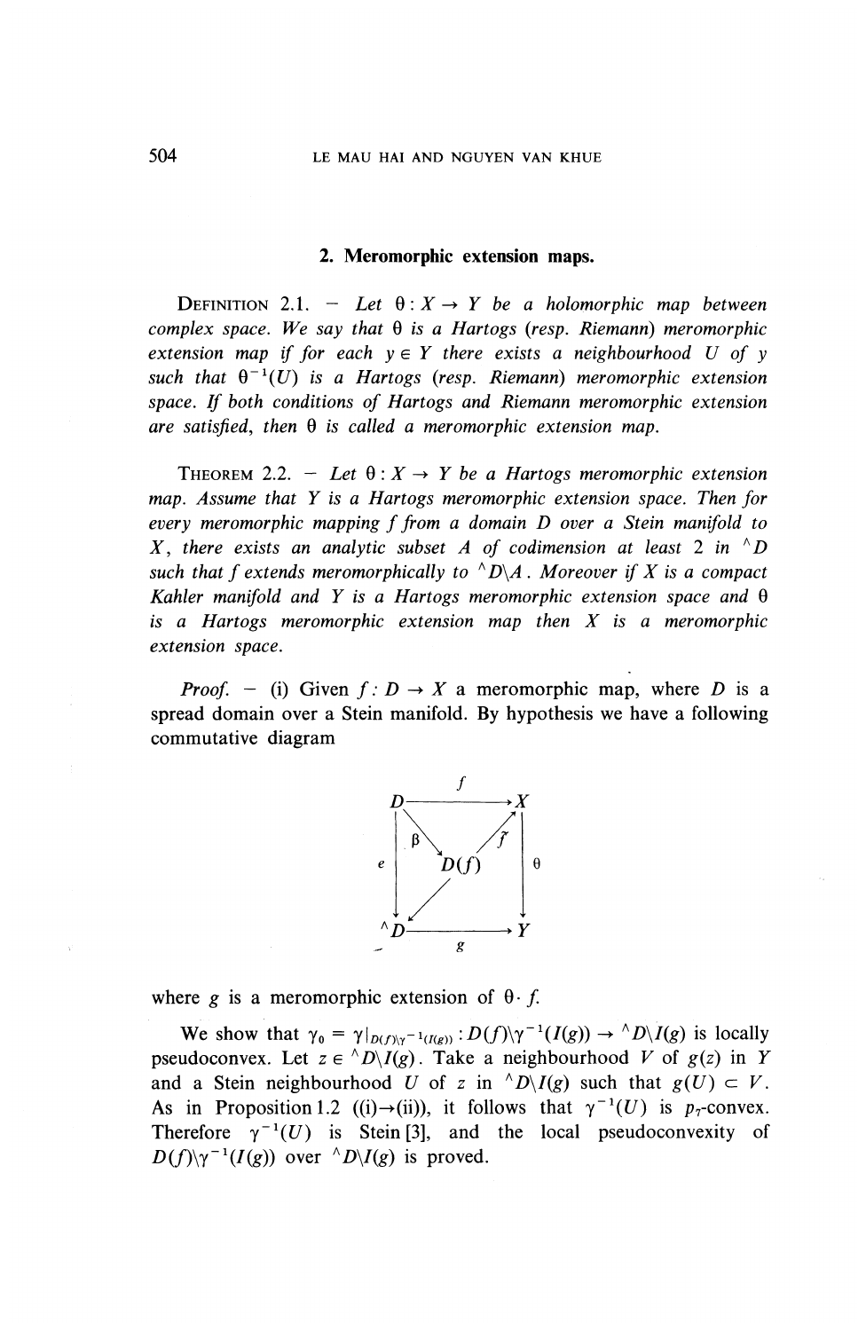## 2. Meromorphic extension maps.

Definition 2.1. — *Let $\theta : X \to Y$ be a holomorphic map between complex space. We say that $\theta$ is a Hartogs (resp. Riemann) meromorphic extension map if for each $y \in Y$ there exists a neighbourhood $U$ of $y$ such that $\theta^{-1}(U)$ is a Hartogs (resp. Riemann) meromorphic extension space. If both conditions of Hartogs and Riemann meromorphic extension are satisfied, then $\theta$ is called a meromorphic extension map.*

Theorem 2.2. — *Let $\theta : X \to Y$ be a Hartogs meromorphic extension map. Assume that $Y$ is a Hartogs meromorphic extension space. Then for every meromorphic mapping $f$ from a domain $D$ over a Stein manifold to $X$, there exists an analytic subset $A$ of codimension at least 2 in $^{\wedge}D$ such that $f$ extends meromorphically to $^{\wedge}D \backslash A$. Moreover if $X$ is a compact Kahler manifold and $Y$ is a Hartogs meromorphic extension space and $\theta$ is a Hartogs meromorphic extension map then $X$ is a meromorphic extension space.*

*Proof.* — (i) Given $f : D \to X$ a meromorphic map, where $D$ is a spread domain over a Stein manifold. By hypothesis we have a following commutative diagram

$$\begin{array}{ccc} D & \xrightarrow{f} & X \\ & \searrow^{\beta} \quad \nearrow_{\tilde{f}} & \\ e \downarrow & D(f) & \downarrow \theta \\ & \swarrow & \\ ^{\wedge}D & \xrightarrow{g} & Y \end{array}$$

where $g$ is a meromorphic extension of $\theta \cdot f$.

We show that $\gamma_0 = \gamma|_{D(f)\backslash\gamma^{-1}(I(g))} : D(f)\backslash\gamma^{-1}(I(g)) \to {}^{\wedge}D\backslash I(g)$ is locally pseudoconvex. Let $z \in {}^{\wedge}D\backslash I(g)$. Take a neighbourhood $V$ of $g(z)$ in $Y$ and a Stein neighbourhood $U$ of $z$ in $^{\wedge}D\backslash I(g)$ such that $g(U) \subset V$. As in Proposition 1.2 ((i)$\to$(ii)), it follows that $\gamma^{-1}(U)$ is $p_7$-convex. Therefore $\gamma^{-1}(U)$ is Stein [3], and the local pseudoconvexity of $D(f)\backslash\gamma^{-1}(I(g))$ over $^{\wedge}D\backslash I(g)$ is proved.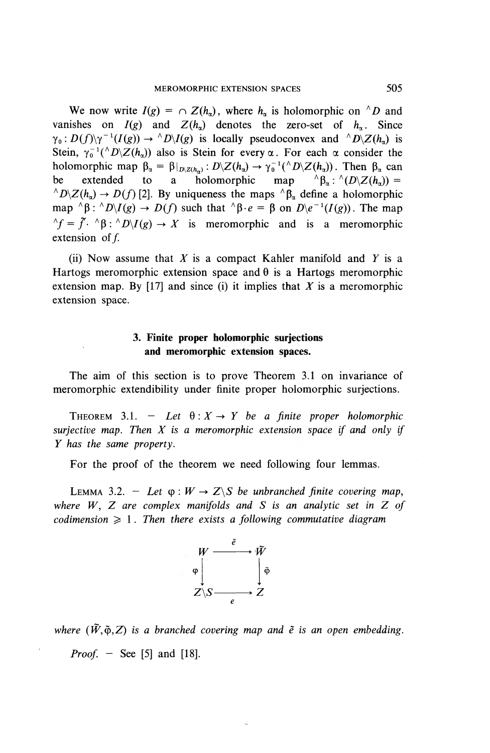We now write $I(g) = \cap Z(h_\alpha)$, where $h_\alpha$ is holomorphic on ${}^\wedge D$ and vanishes on $I(g)$ and $Z(h_\alpha)$ denotes the zero-set of $h_\alpha$. Since $\gamma_0 : D(f)\backslash\gamma^{-1}(I(g)) \to {}^\wedge D\backslash I(g)$ is locally pseudoconvex and ${}^\wedge D\backslash Z(h_\alpha)$ is Stein, $\gamma_0^{-1}({}^\wedge D\backslash Z(h_\alpha))$ also is Stein for every $\alpha$. For each $\alpha$ consider the holomorphic map $\beta_\alpha = \beta|_{D\backslash Z(h_\alpha)} : D\backslash Z(h_\alpha) \to \gamma_0^{-1}({}^\wedge D\backslash Z(h_\alpha))$. Then $\beta_\alpha$ can be extended to a holomorphic map ${}^\wedge\beta_\alpha : {}^\wedge(D\backslash Z(h_\alpha)) = {}^\wedge D\backslash Z(h_\alpha) \to D(f)$ [2]. By uniqueness the maps ${}^\wedge\beta_\alpha$ define a holomorphic map ${}^\wedge\beta : {}^\wedge D\backslash I(g) \to D(f)$ such that ${}^\wedge\beta \cdot e = \beta$ on $D\backslash e^{-1}(I(g))$. The map ${}^\wedge f = \tilde{f} \cdot {}^\wedge\beta : {}^\wedge D\backslash I(g) \to X$ is meromorphic and is a meromorphic extension of $f$.

(ii) Now assume that $X$ is a compact Kahler manifold and $Y$ is a Hartogs meromorphic extension space and $\theta$ is a Hartogs meromorphic extension map. By [17] and since (i) it implies that $X$ is a meromorphic extension space.

## 3. Finite proper holomorphic surjections and meromorphic extension spaces.

The aim of this section is to prove Theorem 3.1 on invariance of meromorphic extendibility under finite proper holomorphic surjections.

THEOREM 3.1. — *Let $\theta : X \to Y$ be a finite proper holomorphic surjective map. Then $X$ is a meromorphic extension space if and only if $Y$ has the same property.*

For the proof of the theorem we need following four lemmas.

LEMMA 3.2. — *Let $\varphi : W \to Z\backslash S$ be unbranched finite covering map, where $W$, $Z$ are complex manifolds and $S$ is an analytic set in $Z$ of codimension $\geqslant 1$. Then there exists a following commutative diagram*

$$\begin{array}{ccc} W & \xrightarrow{\tilde{e}} & \tilde{W} \\ \varphi \downarrow & & \downarrow \tilde{\varphi} \\ Z\backslash S & \xrightarrow[e]{} & Z \end{array}$$

*where $(\tilde{W}, \tilde{\varphi}, Z)$ is a branched covering map and $\tilde{e}$ is an open embedding.*

*Proof.* — See [5] and [18].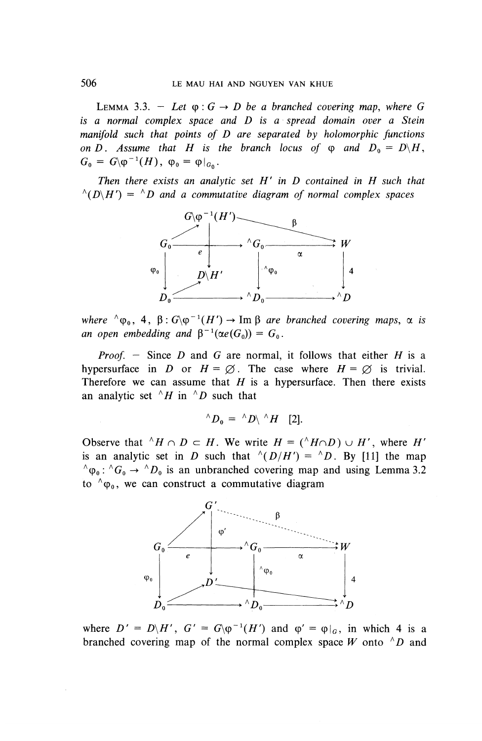LEMMA 3.3. — *Let $\varphi : G \to D$ be a branched covering map, where $G$ is a normal complex space and $D$ is a spread domain over a Stein manifold such that points of $D$ are separated by holomorphic functions on $D$. Assume that $H$ is the branch locus of $\varphi$ and $D_0 = D\backslash H$, $G_0 = G\backslash\varphi^{-1}(H)$, $\varphi_0 = \varphi|_{G_0}$.*

*Then there exists an analytic set $H'$ in $D$ contained in $H$ such that ${}^\wedge(D\backslash H') = {}^\wedge D$ and a commutative diagram of normal complex spaces*

$$
\begin{array}{ccccc}
 & G\backslash\varphi^{-1}(H') & \xrightarrow{\beta} & & \\
\nearrow & \downarrow & & & \\
G_0 & \xrightarrow{e} & {}^\wedge G_0 & \xrightarrow{\alpha} & W \\
\downarrow \varphi_0 & D\backslash H' & \downarrow {}^\wedge\varphi_0 & & \downarrow 4 \\
D_0 & \longrightarrow & {}^\wedge D_0 & \longrightarrow & {}^\wedge D
\end{array}
$$

*where ${}^\wedge\varphi_0$, $4$, $\beta : G\backslash\varphi^{-1}(H') \to \operatorname{Im}\beta$ are branched covering maps, $\alpha$ is an open embedding and $\beta^{-1}(\alpha e(G_0)) = G_0$.*

*Proof.* — Since $D$ and $G$ are normal, it follows that either $H$ is a hypersurface in $D$ or $H = \varnothing$. The case where $H = \varnothing$ is trivial. Therefore we can assume that $H$ is a hypersurface. Then there exists an analytic set ${}^\wedge H$ in ${}^\wedge D$ such that

$$
{}^\wedge D_0 = {}^\wedge D\backslash {}^\wedge H \quad [2].
$$

Observe that ${}^\wedge H \cap D \subset H$. We write $H = ({}^\wedge H \cap D) \cup H'$, where $H'$ is an analytic set in $D$ such that ${}^\wedge(D/H') = {}^\wedge D$. By [11] the map ${}^\wedge\varphi_0 : {}^\wedge G_0 \to {}^\wedge D_0$ is an unbranched covering map and using Lemma 3.2 to ${}^\wedge\varphi_0$, we can construct a commutative diagram

$$
\begin{array}{ccccc}
 & G' & \xrightarrow{\beta} & & \\
\nearrow & \downarrow \varphi' & & & \\
G_0 & \xrightarrow{e} & {}^\wedge G_0 & \xrightarrow{\alpha} & W \\
\downarrow \varphi_0 & D' & \downarrow {}^\wedge\varphi_0 & & \downarrow 4 \\
D_0 & \longrightarrow & {}^\wedge D_0 & \longrightarrow & {}^\wedge D
\end{array}
$$

where $D' = D\backslash H'$, $G' = G\backslash\varphi^{-1}(H')$ and $\varphi' = \varphi|_{G}$, in which $4$ is a branched covering map of the normal complex space $W$ onto ${}^\wedge D$ and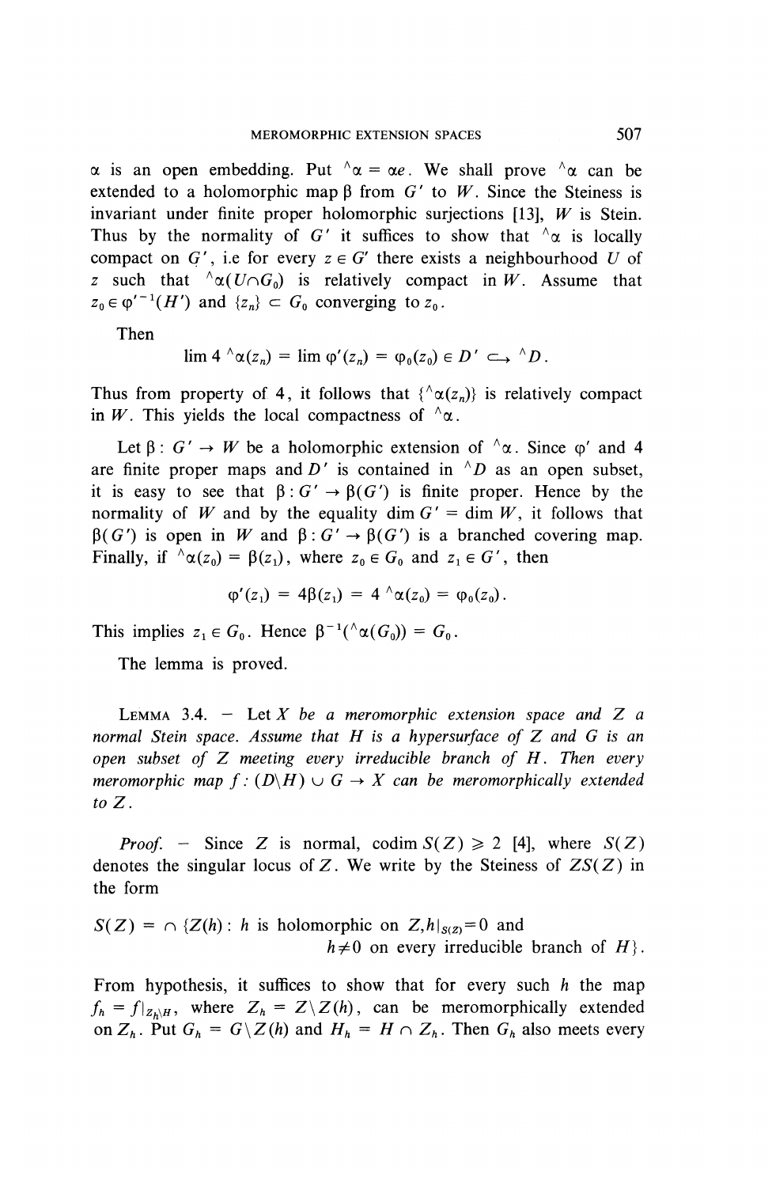$\alpha$ is an open embedding. Put ${}^{\wedge}\alpha = \alpha e$. We shall prove ${}^{\wedge}\alpha$ can be extended to a holomorphic map $\beta$ from $G'$ to $W$. Since the Steiness is invariant under finite proper holomorphic surjections [13], $W$ is Stein. Thus by the normality of $G'$ it suffices to show that ${}^{\wedge}\alpha$ is locally compact on $G'$, i.e for every $z \in G'$ there exists a neighbourhood $U$ of $z$ such that ${}^{\wedge}\alpha(U \cap G_0)$ is relatively compact in $W$. Assume that $z_0 \in \varphi'^{-1}(H')$ and $\{z_n\} \subset G_0$ converging to $z_0$.

Then

$$\lim 4\,{}^{\wedge}\alpha(z_n) = \lim \varphi'(z_n) = \varphi_0(z_0) \in D' \hookrightarrow {}^{\wedge}D.$$

Thus from property of 4, it follows that $\{{}^{\wedge}\alpha(z_n)\}$ is relatively compact in $W$. This yields the local compactness of ${}^{\wedge}\alpha$.

Let $\beta : G' \to W$ be a holomorphic extension of ${}^{\wedge}\alpha$. Since $\varphi'$ and 4 are finite proper maps and $D'$ is contained in ${}^{\wedge}D$ as an open subset, it is easy to see that $\beta : G' \to \beta(G')$ is finite proper. Hence by the normality of $W$ and by the equality $\dim G' = \dim W$, it follows that $\beta(G')$ is open in $W$ and $\beta : G' \to \beta(G')$ is a branched covering map. Finally, if ${}^{\wedge}\alpha(z_0) = \beta(z_1)$, where $z_0 \in G_0$ and $z_1 \in G'$, then

$$\varphi'(z_1) = 4\beta(z_1) = 4\,{}^{\wedge}\alpha(z_0) = \varphi_0(z_0).$$

This implies $z_1 \in G_0$. Hence $\beta^{-1}({}^{\wedge}\alpha(G_0)) = G_0$.

The lemma is proved.

Lemma 3.4. — *Let $X$ be a meromorphic extension space and $Z$ a normal Stein space. Assume that $H$ is a hypersurface of $Z$ and $G$ is an open subset of $Z$ meeting every irreducible branch of $H$. Then every meromorphic map $f : (D \backslash H) \cup G \to X$ can be meromorphically extended to $Z$.*

*Proof.* — Since $Z$ is normal, $\operatorname{codim} S(Z) \geqslant 2$ [4], where $S(Z)$ denotes the singular locus of $Z$. We write by the Steiness of $ZS(Z)$ in the form

$$S(Z) = \cap \{Z(h) : h \text{ is holomorphic on } Z, h|_{S(Z)} = 0 \text{ and } h \neq 0 \text{ on every irreducible branch of } H\}.$$

From hypothesis, it suffices to show that for every such $h$ the map $f_h = f|_{Z_h \backslash H}$, where $Z_h = Z \backslash Z(h)$, can be meromorphically extended on $Z_h$. Put $G_h = G \backslash Z(h)$ and $H_h = H \cap Z_h$. Then $G_h$ also meets every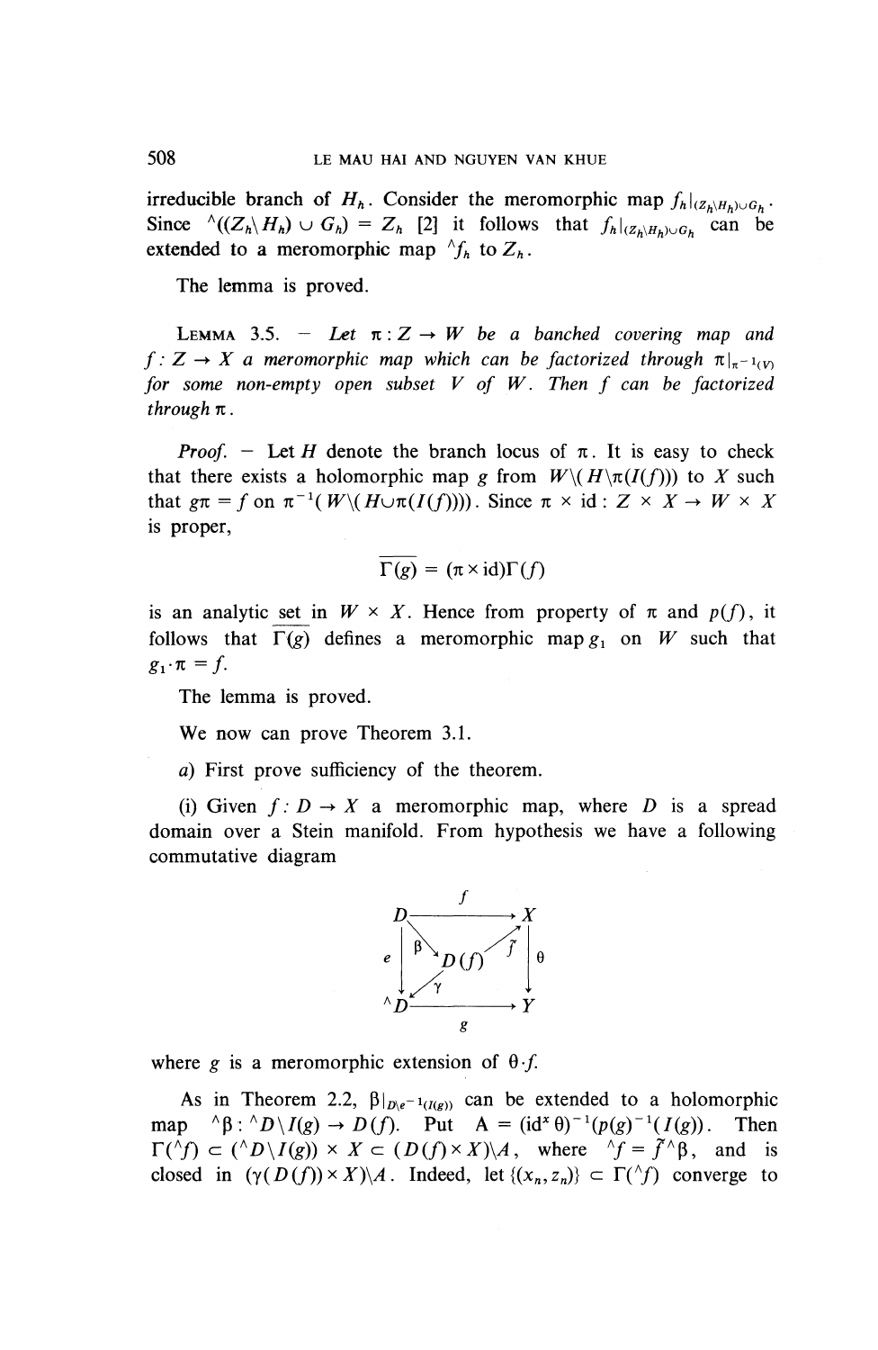irreducible branch of $H_h$. Consider the meromorphic map $f_h|_{(Z_h \backslash H_h) \cup G_h}$. Since ${}^\wedge((Z_h \backslash H_h) \cup G_h) = Z_h$ [2] it follows that $f_h|_{(Z_h \backslash H_h) \cup G_h}$ can be extended to a meromorphic map ${}^\wedge f_h$ to $Z_h$.

The lemma is proved.

LEMMA 3.5. — *Let $\pi : Z \to W$ be a banched covering map and $f : Z \to X$ a meromorphic map which can be factorized through $\pi|_{\pi^{-1}(V)}$ for some non-empty open subset $V$ of $W$. Then $f$ can be factorized through $\pi$.*

*Proof.* — Let $H$ denote the branch locus of $\pi$. It is easy to check that there exists a holomorphic map $g$ from $W \backslash (H \backslash \pi(I(f)))$ to $X$ such that $g\pi = f$ on $\pi^{-1}(W \backslash (H \cup \pi(I(f))))$. Since $\pi \times \mathrm{id} : Z \times X \to W \times X$ is proper,

$$\overline{\Gamma(g)} = (\pi \times \mathrm{id})\Gamma(f)$$

is an analytic set in $W \times X$. Hence from property of $\pi$ and $p(f)$, it follows that $\overline{\Gamma(g)}$ defines a meromorphic map $g_1$ on $W$ such that $g_1 \cdot \pi = f$.

The lemma is proved.

We now can prove Theorem 3.1.

*a*) First prove sufficiency of the theorem.

(i) Given $f : D \to X$ a meromorphic map, where $D$ is a spread domain over a Stein manifold. From hypothesis we have a following commutative diagram

$$\begin{array}{ccc} D & \xrightarrow{\quad f \quad} & X \\ {\scriptstyle e}\downarrow & \searrow^{\beta}\; D(f) \;\nearrow^{\tilde f} & \downarrow{\scriptstyle \theta} \\ {}^\wedge D & \xrightarrow[\quad g \quad]{} & Y \end{array}$$

(with $\gamma : D(f) \to {}^\wedge D$)

where $g$ is a meromorphic extension of $\theta \cdot f$.

As in Theorem 2.2, $\beta|_{D \backslash e^{-1}(I(g))}$ can be extended to a holomorphic map ${}^\wedge\beta : {}^\wedge D \backslash I(g) \to D(f)$. Put $A = (\mathrm{id}^x \theta)^{-1}(p(g)^{-1}(I(g))$. Then $\Gamma({}^\wedge f) \subset ({}^\wedge D \backslash I(g)) \times X \subset (D(f) \times X) \backslash A$, where ${}^\wedge f = \tilde f\, {}^\wedge\beta$, and is closed in $(\gamma(D(f)) \times X) \backslash A$. Indeed, let $\{(x_n, z_n)\} \subset \Gamma({}^\wedge f)$ converge to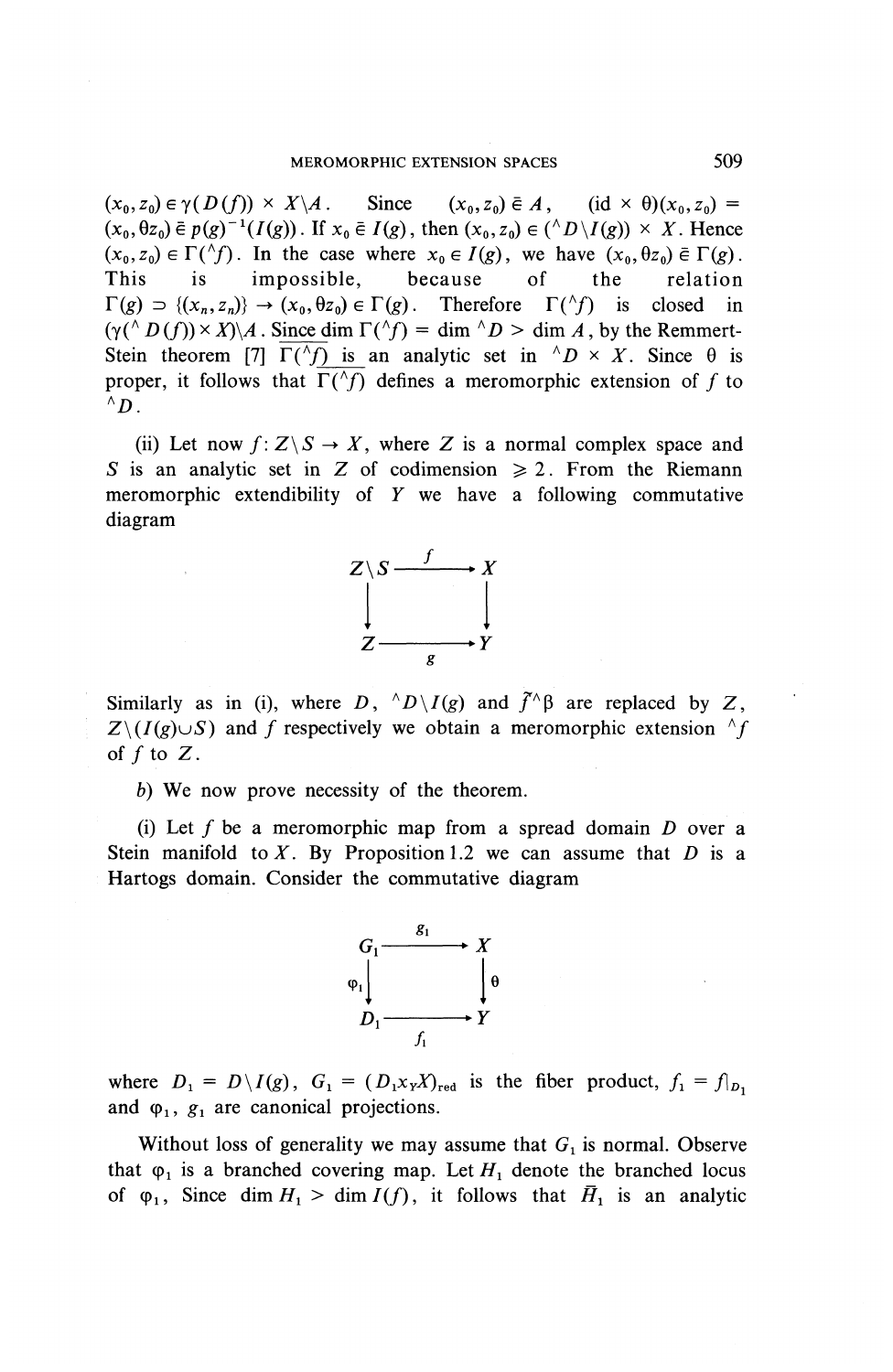$(x_0, z_0) \in \gamma(D(f)) \times X \backslash A$. Since $(x_0, z_0) \bar{\in} A$, $(\mathrm{id} \times \theta)(x_0, z_0) = (x_0, \theta z_0) \bar{\in} p(g)^{-1}(I(g))$. If $x_0 \bar{\in} I(g)$, then $(x_0, z_0) \in ({}^{\wedge}D \backslash I(g)) \times X$. Hence $(x_0, z_0) \in \Gamma({}^{\wedge}f)$. In the case where $x_0 \in I(g)$, we have $(x_0, \theta z_0) \bar{\in} \Gamma(g)$. This is impossible, because of the relation $\Gamma(g) \supset \{(x_n, z_n)\} \to (x_0, \theta z_0) \in \Gamma(g)$. Therefore $\Gamma({}^{\wedge}f)$ is closed in $(\gamma({}^{\wedge}D(f)) \times X) \backslash A$. Since $\dim \Gamma({}^{\wedge}f) = \dim {}^{\wedge}D > \dim A$, by the Remmert-Stein theorem [7] $\overline{\Gamma({}^{\wedge}f)}$ is an analytic set in ${}^{\wedge}D \times X$. Since $\theta$ is proper, it follows that $\overline{\Gamma({}^{\wedge}f)}$ defines a meromorphic extension of $f$ to ${}^{\wedge}D$.

(ii) Let now $f: Z \backslash S \to X$, where $Z$ is a normal complex space and $S$ is an analytic set in $Z$ of codimension $\geqslant 2$. From the Riemann meromorphic extendibility of $Y$ we have a following commutative diagram

$$\begin{array}{ccc} Z \backslash S & \xrightarrow{f} & X \\ \downarrow & & \downarrow \\ Z & \xrightarrow[g]{} & Y \end{array}$$

Similarly as in (i), where $D$, ${}^{\wedge}D \backslash I(g)$ and $\tilde{f}^{\wedge}\beta$ are replaced by $Z$, $Z \backslash (I(g) \cup S)$ and $f$ respectively we obtain a meromorphic extension ${}^{\wedge}f$ of $f$ to $Z$.

*b*) We now prove necessity of the theorem.

(i) Let $f$ be a meromorphic map from a spread domain $D$ over a Stein manifold to $X$. By Proposition 1.2 we can assume that $D$ is a Hartogs domain. Consider the commutative diagram

$$\begin{array}{ccc} G_1 & \xrightarrow{g_1} & X \\ {\scriptstyle \varphi_1} \downarrow & & \downarrow {\scriptstyle \theta} \\ D_1 & \xrightarrow[f_1]{} & Y \end{array}$$

where $D_1 = D \backslash I(g)$, $G_1 = (D_1 x_Y X)_{\mathrm{red}}$ is the fiber product, $f_1 = f|_{D_1}$ and $\varphi_1$, $g_1$ are canonical projections.

Without loss of generality we may assume that $G_1$ is normal. Observe that $\varphi_1$ is a branched covering map. Let $H_1$ denote the branched locus of $\varphi_1$, Since $\dim H_1 > \dim I(f)$, it follows that $\bar{H}_1$ is an analytic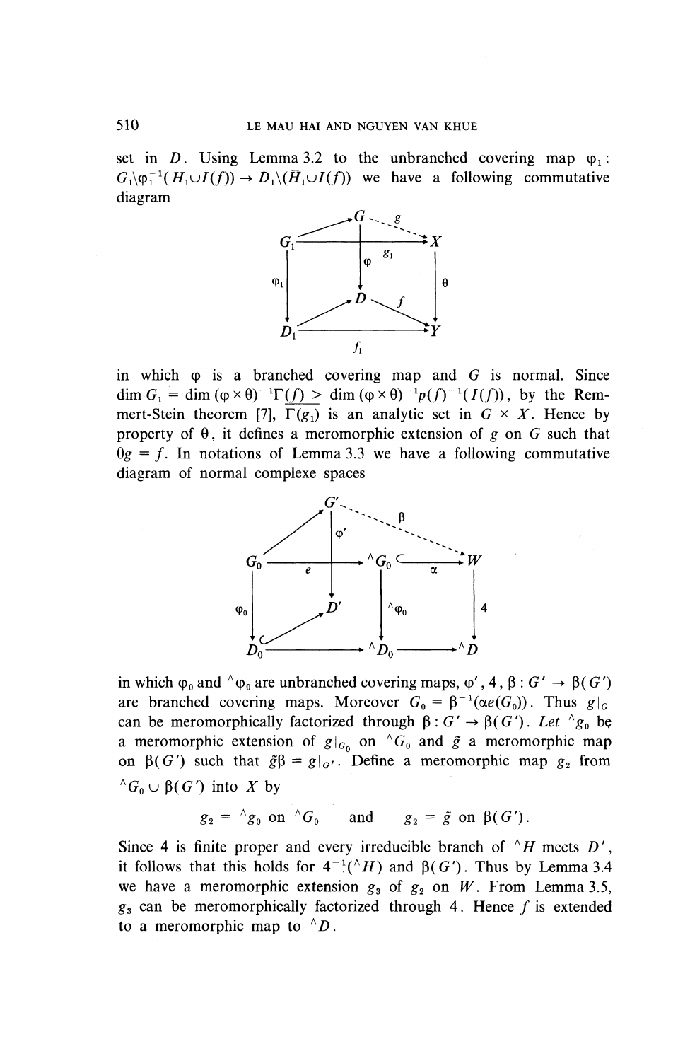set in $D$. Using Lemma 3.2 to the unbranched covering map $\varphi_1 : G_1 \backslash \varphi_1^{-1}(H_1 \cup I(f)) \to D_1 \backslash (\bar{H}_1 \cup I(f))$ we have a following commutative diagram

$$
\begin{array}{ccccc}
 & & G & \overset{g}{\dashrightarrow} & \\
G_1 & \nearrow & \xrightarrow{\quad g_1 \quad} & & X \\
\downarrow \varphi_1 & & \downarrow \varphi & & \downarrow \theta \\
 & & D & \searrow f & \\
D_1 & \nearrow & \xrightarrow{\quad f_1 \quad} & & Y
\end{array}
$$

in which $\varphi$ is a branched covering map and $G$ is normal. Since $\dim G_1 = \dim (\varphi \times \theta)^{-1} \underline{\Gamma(f)} > \dim (\varphi \times \theta)^{-1} p(f)^{-1}(I(f))$, by the Remmert-Stein theorem [7], $\Gamma(g_1)$ is an analytic set in $G \times X$. Hence by property of $\theta$, it defines a meromorphic extension of $g$ on $G$ such that $\theta g = f$. In notations of Lemma 3.3 we have a following commutative diagram of normal complexe spaces

$$
\begin{array}{ccccc}
 & G' & \overset{\beta}{\dashrightarrow} & & \\
\nearrow & \downarrow \varphi' & & & \\
G_0 & \xrightarrow{e} & {}^{\wedge}G_0 & \overset{\alpha}{\hookrightarrow} & W \\
\downarrow \varphi_0 & D' & \downarrow {}^{\wedge}\varphi_0 & & \downarrow 4 \\
D_0 \nearrow & \longrightarrow & {}^{\wedge}D_0 & \longrightarrow & {}^{\wedge}D
\end{array}
$$

in which $\varphi_0$ and ${}^{\wedge}\varphi_0$ are unbranched covering maps, $\varphi'$, $4$, $\beta : G' \to \beta(G')$ are branched covering maps. Moreover $G_0 = \beta^{-1}(\alpha e(G_0))$. Thus $g|_G$ can be meromorphically factorized through $\beta : G' \to \beta(G')$. *Let* ${}^{\wedge}g_0$ be a meromorphic extension of $g|_{G_0}$ on ${}^{\wedge}G_0$ and $\tilde{g}$ a meromorphic map on $\beta(G')$ such that $\tilde{g}\beta = g|_{G'}$. Define a meromorphic map $g_2$ from ${}^{\wedge}G_0 \cup \beta(G')$ into $X$ by

$$g_2 = {}^{\wedge}g_0 \text{ on } {}^{\wedge}G_0 \quad \text{and} \quad g_2 = \tilde{g} \text{ on } \beta(G').$$

Since $4$ is finite proper and every irreducible branch of ${}^{\wedge}H$ meets $D'$, it follows that this holds for $4^{-1}({}^{\wedge}H)$ and $\beta(G')$. Thus by Lemma 3.4 we have a meromorphic extension $g_3$ of $g_2$ on $W$. From Lemma 3.5, $g_3$ can be meromorphically factorized through $4$. Hence $f$ is extended to a meromorphic map to ${}^{\wedge}D$.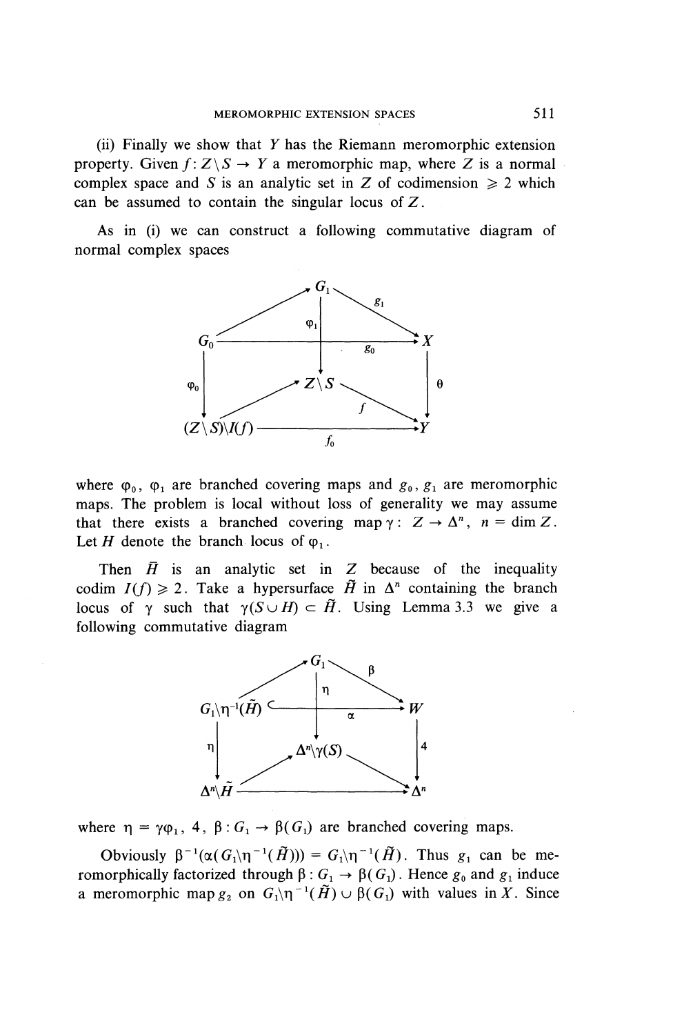(ii) Finally we show that $Y$ has the Riemann meromorphic extension property. Given $f: Z \backslash S \to Y$ a meromorphic map, where $Z$ is a normal complex space and $S$ is an analytic set in $Z$ of codimension $\geqslant 2$ which can be assumed to contain the singular locus of $Z$.

As in (i) we can construct a following commutative diagram of normal complex spaces

$$\begin{array}{ccccc} & & G_1 & & \\ & \nearrow & \downarrow \varphi_1 & \overset{g_1}{\searrow} & \\ G_0 & & \xrightarrow{\quad g_0 \quad} & & X \\ \downarrow \varphi_0 & & Z \backslash S & & \downarrow \theta \\ & \nearrow & & \overset{f}{\searrow} & \\ (Z \backslash S) \backslash I(f) & & \xrightarrow{\quad f_0 \quad} & & Y \end{array}$$

where $\varphi_0$, $\varphi_1$ are branched covering maps and $g_0$, $g_1$ are meromorphic maps. The problem is local without loss of generality we may assume that there exists a branched covering map $\gamma: Z \to \Delta^n$, $n = \dim Z$. Let $H$ denote the branch locus of $\varphi_1$.

Then $\bar{H}$ is an analytic set in $Z$ because of the inequality codim $I(f) \geqslant 2$. Take a hypersurface $\tilde{H}$ in $\Delta^n$ containing the branch locus of $\gamma$ such that $\gamma(S \cup H) \subset \tilde{H}$. Using Lemma 3.3 we give a following commutative diagram

$$\begin{array}{ccccc} & & G_1 & & \\ & \nearrow & \downarrow \eta & \overset{\beta}{\searrow} & \\ G_1 \backslash \eta^{-1}(\tilde{H}) & \hookrightarrow & \xrightarrow{\quad \alpha \quad} & & W \\ \downarrow \eta & & \Delta^n \backslash \gamma(S) & & \downarrow 4 \\ & \nearrow & & \searrow & \\ \Delta^n \backslash \tilde{H} & & \longrightarrow & & \Delta^n \end{array}$$

where $\eta = \gamma\varphi_1$, $4$, $\beta: G_1 \to \beta(G_1)$ are branched covering maps.

Obviously $\beta^{-1}(\alpha(G_1 \backslash \eta^{-1}(\tilde{H}))) = G_1 \backslash \eta^{-1}(\tilde{H})$. Thus $g_1$ can be meromorphically factorized through $\beta: G_1 \to \beta(G_1)$. Hence $g_0$ and $g_1$ induce a meromorphic map $g_2$ on $G_1 \backslash \eta^{-1}(\tilde{H}) \cup \beta(G_1)$ with values in $X$. Since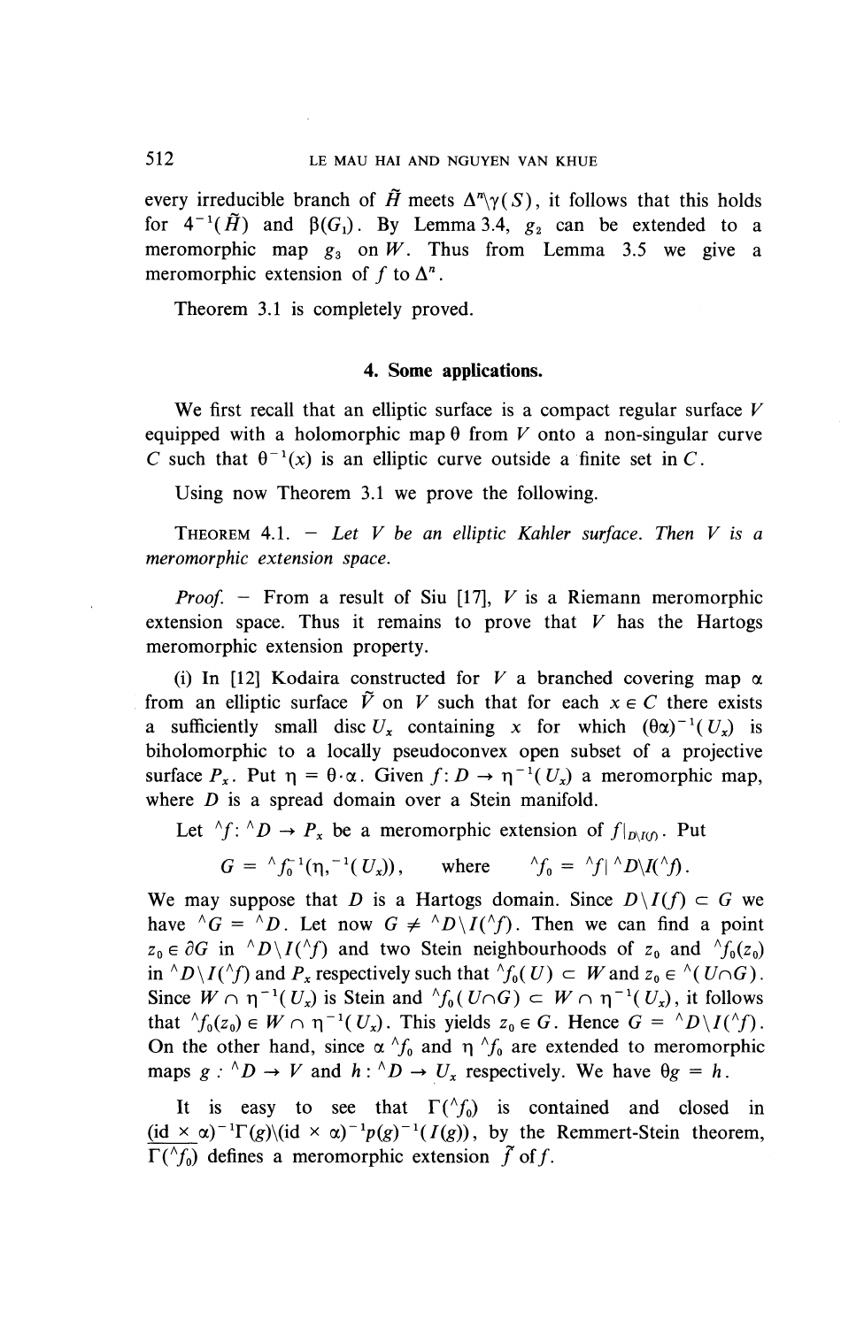every irreducible branch of $\tilde{H}$ meets $\Delta^n \backslash \gamma(S)$, it follows that this holds for $4^{-1}(\tilde{H})$ and $\beta(G_1)$. By Lemma 3.4, $g_2$ can be extended to a meromorphic map $g_3$ on $W$. Thus from Lemma 3.5 we give a meromorphic extension of $f$ to $\Delta^n$.

Theorem 3.1 is completely proved.

## 4. Some applications.

We first recall that an elliptic surface is a compact regular surface $V$ equipped with a holomorphic map $\theta$ from $V$ onto a non-singular curve $C$ such that $\theta^{-1}(x)$ is an elliptic curve outside a finite set in $C$.

Using now Theorem 3.1 we prove the following.

THEOREM 4.1. — *Let $V$ be an elliptic Kahler surface. Then $V$ is a meromorphic extension space.*

*Proof.* — From a result of Siu [17], $V$ is a Riemann meromorphic extension space. Thus it remains to prove that $V$ has the Hartogs meromorphic extension property.

(i) In [12] Kodaira constructed for $V$ a branched covering map $\alpha$ from an elliptic surface $\tilde{V}$ on $V$ such that for each $x \in C$ there exists a sufficiently small disc $U_x$ containing $x$ for which $(\theta\alpha)^{-1}(U_x)$ is biholomorphic to a locally pseudoconvex open subset of a projective surface $P_x$. Put $\eta = \theta \cdot \alpha$. Given $f: D \to \eta^{-1}(U_x)$ a meromorphic map, where $D$ is a spread domain over a Stein manifold.

Let ${}^\wedge f: {}^\wedge D \to P_x$ be a meromorphic extension of $f|_{D\backslash I(f)}$. Put

$$G = {}^\wedge f_0^{-1}(\eta,^{-1}(U_x)), \qquad \text{where} \qquad {}^\wedge f_0 = {}^\wedge f| {}^\wedge D\backslash I({}^\wedge f).$$

We may suppose that $D$ is a Hartogs domain. Since $D\backslash I(f) \subset G$ we have ${}^\wedge G = {}^\wedge D$. Let now $G \neq {}^\wedge D\backslash I({}^\wedge f)$. Then we can find a point $z_0 \in \partial G$ in ${}^\wedge D\backslash I({}^\wedge f)$ and two Stein neighbourhoods of $z_0$ and ${}^\wedge f_0(z_0)$ in ${}^\wedge D\backslash I({}^\wedge f)$ and $P_x$ respectively such that ${}^\wedge f_0(U) \subset W$ and $z_0 \in {}^\wedge(U \cap G)$. Since $W \cap \eta^{-1}(U_x)$ is Stein and ${}^\wedge f_0(U \cap G) \subset W \cap \eta^{-1}(U_x)$, it follows that ${}^\wedge f_0(z_0) \in W \cap \eta^{-1}(U_x)$. This yields $z_0 \in G$. Hence $G = {}^\wedge D\backslash I({}^\wedge f)$. On the other hand, since $\alpha\, {}^\wedge f_0$ and $\eta\, {}^\wedge f_0$ are extended to meromorphic maps $g: {}^\wedge D \to V$ and $h: {}^\wedge D \to U_x$ respectively. We have $\theta g = h$.

It is easy to see that $\Gamma({}^\wedge f_0)$ is contained and closed in $\underline{(\mathrm{id} \times \alpha)}^{-1}\Gamma(g)\backslash(\mathrm{id} \times \alpha)^{-1}p(g)^{-1}(I(g))$, by the Remmert-Stein theorem, $\overline{\Gamma({}^\wedge f_0)}$ defines a meromorphic extension $\tilde{f}$ of $f$.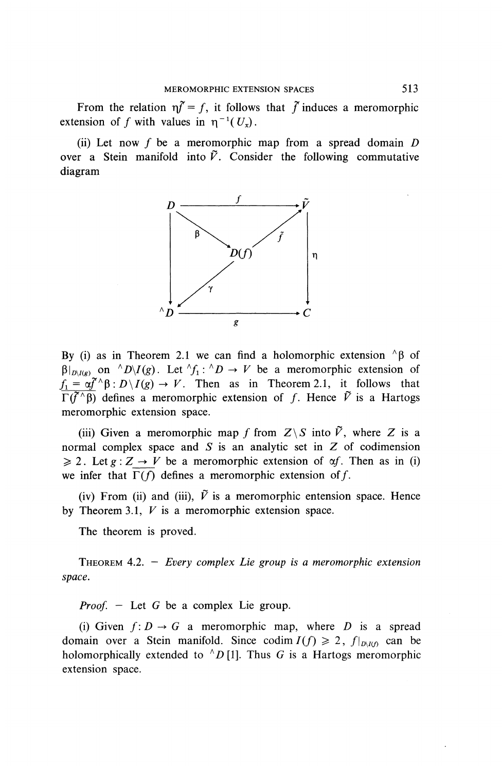From the relation $\eta\tilde{f} = f$, it follows that $\tilde{f}$ induces a meromorphic extension of $f$ with values in $\eta^{-1}(U_x)$.

(ii) Let now $f$ be a meromorphic map from a spread domain $D$ over a Stein manifold into $\tilde{V}$. Consider the following commutative diagram

$$
\begin{array}{ccccc}
D & & \xrightarrow{\quad f \quad} & & \tilde{V} \\
\Big\downarrow & \searrow^{\beta} & & \nearrow_{\tilde{f}} & \Big\downarrow \eta \\
 & & D(f) & & \\
 & \swarrow^{\gamma} & & & \\
{}^{\wedge}D & & \xrightarrow[\quad g \quad]{} & & C
\end{array}
$$

By (i) as in Theorem 2.1 we can find a holomorphic extension ${}^{\wedge}\beta$ of $\beta|_{D\setminus I(g)}$ on ${}^{\wedge}D\setminus I(g)$. Let ${}^{\wedge}f_1 : {}^{\wedge}D \to V$ be a meromorphic extension of $\underline{f_1 = \alpha\tilde{f}{}^{\wedge}\beta} : D\setminus I(g) \to V$. Then as in Theorem 2.1, it follows that $\overline{\Gamma(\tilde{f}{}^{\wedge}\beta)}$ defines a meromorphic extension of $f$. Hence $\tilde{V}$ is a Hartogs meromorphic extension space.

(iii) Given a meromorphic map $f$ from $Z\setminus S$ into $\tilde{V}$, where $Z$ is a normal complex space and $S$ is an analytic set in $Z$ of codimension $\geqslant 2$. Let $g : Z \to V$ be a meromorphic extension of $\alpha f$. Then as in (i) we infer that $\overline{\Gamma(f)}$ defines a meromorphic extension of $f$.

(iv) From (ii) and (iii), $\tilde{V}$ is a meromorphic entension space. Hence by Theorem 3.1, $V$ is a meromorphic extension space.

The theorem is proved.

THEOREM 4.2. — *Every complex Lie group is a meromorphic extension space.*

*Proof.* — Let $G$ be a complex Lie group.

(i) Given $f : D \to G$ a meromorphic map, where $D$ is a spread domain over a Stein manifold. Since $\operatorname{codim} I(f) \geqslant 2$, $f|_{D\setminus I(f)}$ can be holomorphically extended to ${}^{\wedge}D$ [1]. Thus $G$ is a Hartogs meromorphic extension space.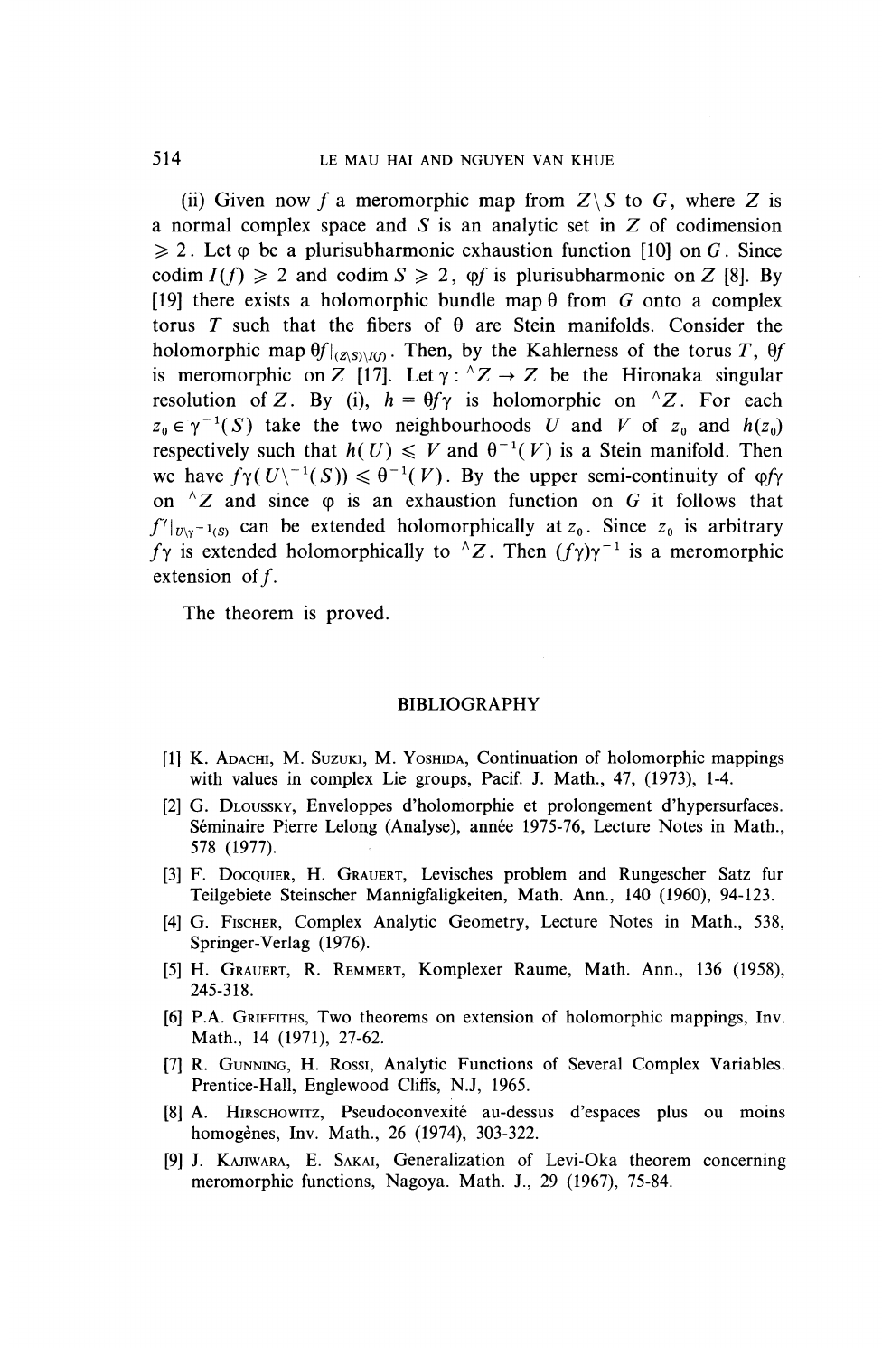(ii) Given now $f$ a meromorphic map from $Z \backslash S$ to $G$, where $Z$ is a normal complex space and $S$ is an analytic set in $Z$ of codimension $\geqslant 2$. Let $\varphi$ be a plurisubharmonic exhaustion function [10] on $G$. Since $\operatorname{codim} I(f) \geqslant 2$ and $\operatorname{codim} S \geqslant 2$, $\varphi f$ is plurisubharmonic on $Z$ [8]. By [19] there exists a holomorphic bundle map $\theta$ from $G$ onto a complex torus $T$ such that the fibers of $\theta$ are Stein manifolds. Consider the holomorphic map $\theta f|_{(Z\backslash S)\backslash I(f)}$. Then, by the Kahlerness of the torus $T$, $\theta f$ is meromorphic on $Z$ [17]. Let $\gamma : {}^{\wedge}Z \to Z$ be the Hironaka singular resolution of $Z$. By (i), $h = \theta f \gamma$ is holomorphic on ${}^{\wedge}Z$. For each $z_0 \in \gamma^{-1}(S)$ take the two neighbourhoods $U$ and $V$ of $z_0$ and $h(z_0)$ respectively such that $h(U) \leqslant V$ and $\theta^{-1}(V)$ is a Stein manifold. Then we have $f\gamma(U \backslash^{-1}(S)) \leqslant \theta^{-1}(V)$. By the upper semi-continuity of $\varphi f \gamma$ on ${}^{\wedge}Z$ and since $\varphi$ is an exhaustion function on $G$ it follows that $f^{\gamma}|_{U\backslash\gamma^{-1}(S)}$ can be extended holomorphically at $z_0$. Since $z_0$ is arbitrary $f\gamma$ is extended holomorphically to ${}^{\wedge}Z$. Then $(f\gamma)\gamma^{-1}$ is a meromorphic extension of $f$.

The theorem is proved.

## BIBLIOGRAPHY

[1] K. Adachi, M. Suzuki, M. Yoshida, Continuation of holomorphic mappings with values in complex Lie groups, Pacif. J. Math., 47, (1973), 1-4.

[2] G. Dloussky, Enveloppes d'holomorphie et prolongement d'hypersurfaces. Séminaire Pierre Lelong (Analyse), année 1975-76, Lecture Notes in Math., 578 (1977).

[3] F. Docquier, H. Grauert, Levisches problem and Rungescher Satz fur Teilgebiete Steinscher Mannigfaligkeiten, Math. Ann., 140 (1960), 94-123.

[4] G. Fischer, Complex Analytic Geometry, Lecture Notes in Math., 538, Springer-Verlag (1976).

[5] H. Grauert, R. Remmert, Komplexer Raume, Math. Ann., 136 (1958), 245-318.

[6] P.A. Griffiths, Two theorems on extension of holomorphic mappings, Inv. Math., 14 (1971), 27-62.

[7] R. Gunning, H. Rossi, Analytic Functions of Several Complex Variables. Prentice-Hall, Englewood Cliffs, N.J, 1965.

[8] A. Hirschowitz, Pseudoconvexité au-dessus d'espaces plus ou moins homogènes, Inv. Math., 26 (1974), 303-322.

[9] J. Kajiwara, E. Sakai, Generalization of Levi-Oka theorem concerning meromorphic functions, Nagoya. Math. J., 29 (1967), 75-84.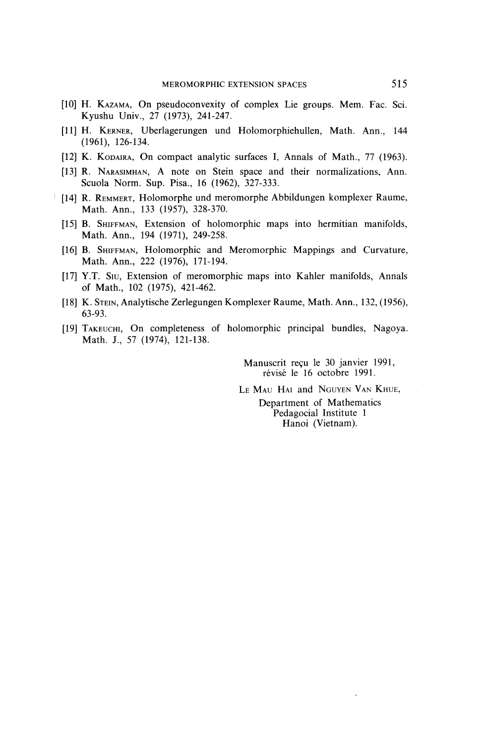[10] H. Kazama, On pseudoconvexity of complex Lie groups. Mem. Fac. Sci. Kyushu Univ., 27 (1973), 241-247.

[11] H. Kerner, Uberlagerungen und Holomorphiehullen, Math. Ann., 144 (1961), 126-134.

[12] K. Kodaira, On compact analytic surfaces I, Annals of Math., 77 (1963).

[13] R. Narasimhan, A note on Stein space and their normalizations, Ann. Scuola Norm. Sup. Pisa., 16 (1962), 327-333.

[14] R. Remmert, Holomorphe und meromorphe Abbildungen komplexer Raume, Math. Ann., 133 (1957), 328-370.

[15] B. Shiffman, Extension of holomorphic maps into hermitian manifolds, Math. Ann., 194 (1971), 249-258.

[16] B. Shiffman, Holomorphic and Meromorphic Mappings and Curvature, Math. Ann., 222 (1976), 171-194.

[17] Y.T. Siu, Extension of meromorphic maps into Kahler manifolds, Annals of Math., 102 (1975), 421-462.

[18] K. Stein, Analytische Zerlegungen Komplexer Raume, Math. Ann., 132, (1956), 63-93.

[19] Takeuchi, On completeness of holomorphic principal bundles, Nagoya. Math. J., 57 (1974), 121-138.

Manuscrit reçu le 30 janvier 1991,
révisé le 16 octobre 1991.

Le Mau Hai and Nguyen Van Khue,
Department of Mathematics
Pedagocial Institute 1
Hanoi (Vietnam).